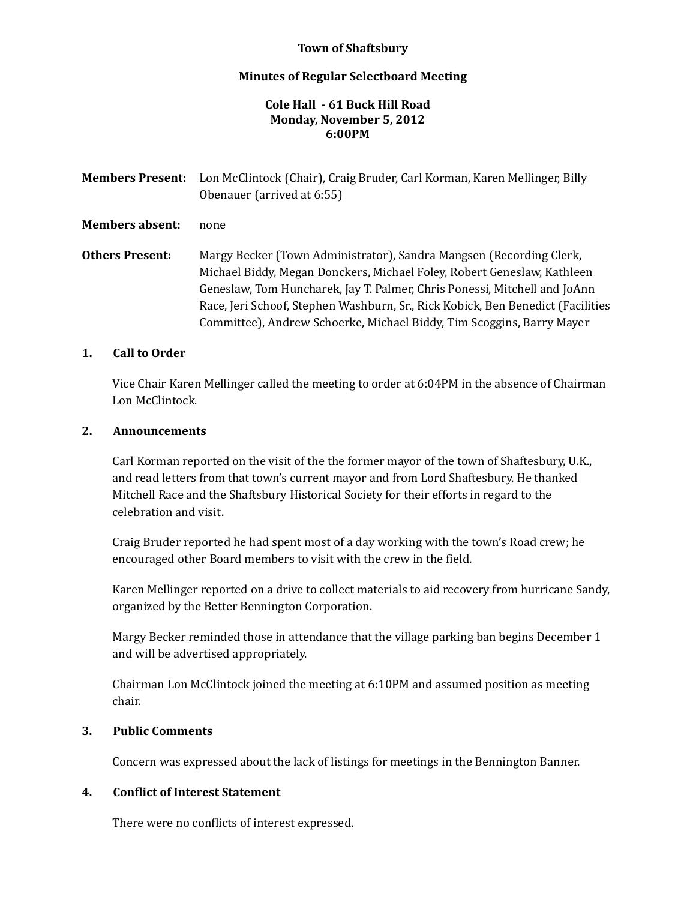**Town of Shaftsbury**

**Minutes of Regular Selectboard Meeting**

**Cole Hall - 61 Buck Hill Road**
**Monday, November 5, 2012**
**6:00PM**

**Members Present:** Lon McClintock (Chair), Craig Bruder, Carl Korman, Karen Mellinger, Billy Obenauer (arrived at 6:55)

**Members absent:** none

**Others Present:** Margy Becker (Town Administrator), Sandra Mangsen (Recording Clerk, Michael Biddy, Megan Donckers, Michael Foley, Robert Geneslaw, Kathleen Geneslaw, Tom Huncharek, Jay T. Palmer, Chris Ponessi, Mitchell and JoAnn Race, Jeri Schoof, Stephen Washburn, Sr., Rick Kobick, Ben Benedict (Facilities Committee), Andrew Schoerke, Michael Biddy, Tim Scoggins, Barry Mayer

## 1. Call to Order

Vice Chair Karen Mellinger called the meeting to order at 6:04PM in the absence of Chairman Lon McClintock.

## 2. Announcements

Carl Korman reported on the visit of the the former mayor of the town of Shaftesbury, U.K., and read letters from that town's current mayor and from Lord Shaftesbury. He thanked Mitchell Race and the Shaftsbury Historical Society for their efforts in regard to the celebration and visit.

Craig Bruder reported he had spent most of a day working with the town's Road crew; he encouraged other Board members to visit with the crew in the field.

Karen Mellinger reported on a drive to collect materials to aid recovery from hurricane Sandy, organized by the Better Bennington Corporation.

Margy Becker reminded those in attendance that the village parking ban begins December 1 and will be advertised appropriately.

Chairman Lon McClintock joined the meeting at 6:10PM and assumed position as meeting chair.

## 3. Public Comments

Concern was expressed about the lack of listings for meetings in the Bennington Banner.

## 4. Conflict of Interest Statement

There were no conflicts of interest expressed.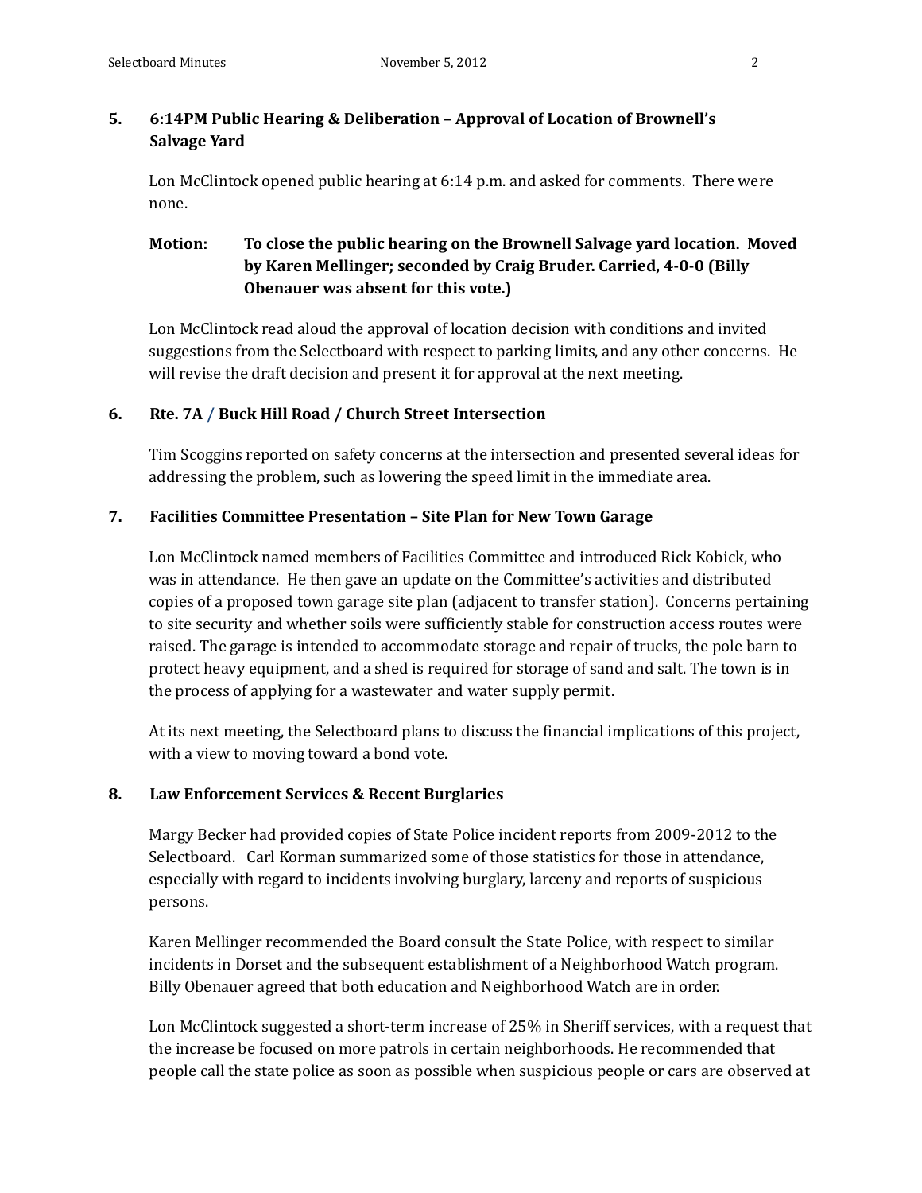## 5. 6:14PM Public Hearing & Deliberation – Approval of Location of Brownell's Salvage Yard

Lon McClintock opened public hearing at 6:14 p.m. and asked for comments. There were none.

**Motion: To close the public hearing on the Brownell Salvage yard location. Moved by Karen Mellinger; seconded by Craig Bruder. Carried, 4-0-0 (Billy Obenauer was absent for this vote.)**

Lon McClintock read aloud the approval of location decision with conditions and invited suggestions from the Selectboard with respect to parking limits, and any other concerns. He will revise the draft decision and present it for approval at the next meeting.

## 6. Rte. 7A / Buck Hill Road / Church Street Intersection

Tim Scoggins reported on safety concerns at the intersection and presented several ideas for addressing the problem, such as lowering the speed limit in the immediate area.

## 7. Facilities Committee Presentation – Site Plan for New Town Garage

Lon McClintock named members of Facilities Committee and introduced Rick Kobick, who was in attendance. He then gave an update on the Committee's activities and distributed copies of a proposed town garage site plan (adjacent to transfer station). Concerns pertaining to site security and whether soils were sufficiently stable for construction access routes were raised. The garage is intended to accommodate storage and repair of trucks, the pole barn to protect heavy equipment, and a shed is required for storage of sand and salt. The town is in the process of applying for a wastewater and water supply permit.

At its next meeting, the Selectboard plans to discuss the financial implications of this project, with a view to moving toward a bond vote.

## 8. Law Enforcement Services & Recent Burglaries

Margy Becker had provided copies of State Police incident reports from 2009-2012 to the Selectboard. Carl Korman summarized some of those statistics for those in attendance, especially with regard to incidents involving burglary, larceny and reports of suspicious persons.

Karen Mellinger recommended the Board consult the State Police, with respect to similar incidents in Dorset and the subsequent establishment of a Neighborhood Watch program. Billy Obenauer agreed that both education and Neighborhood Watch are in order.

Lon McClintock suggested a short-term increase of 25% in Sheriff services, with a request that the increase be focused on more patrols in certain neighborhoods. He recommended that people call the state police as soon as possible when suspicious people or cars are observed at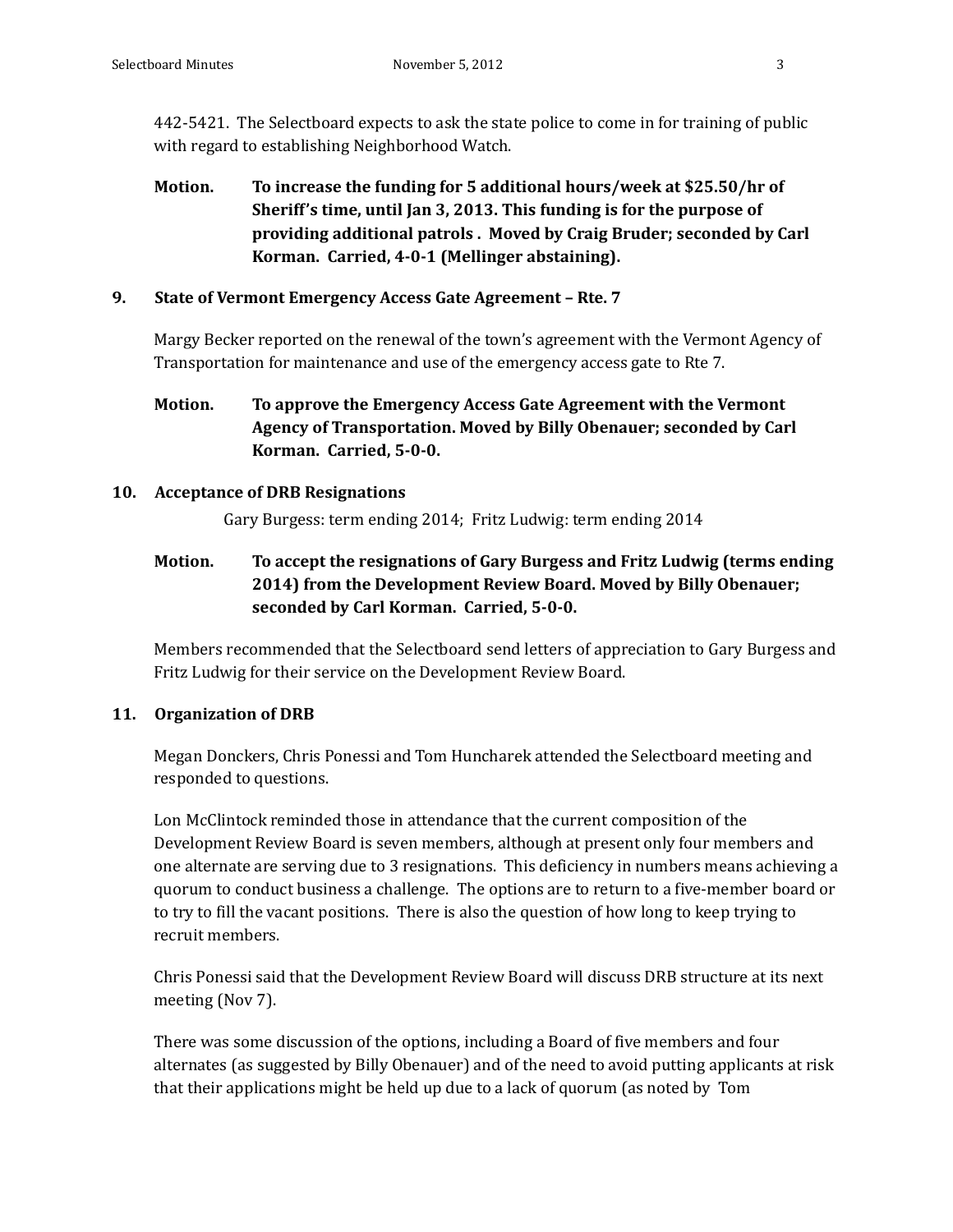442-5421. The Selectboard expects to ask the state police to come in for training of public with regard to establishing Neighborhood Watch.

**Motion. To increase the funding for 5 additional hours/week at $25.50/hr of Sheriff's time, until Jan 3, 2013. This funding is for the purpose of providing additional patrols . Moved by Craig Bruder; seconded by Carl Korman. Carried, 4-0-1 (Mellinger abstaining).**

## 9. State of Vermont Emergency Access Gate Agreement – Rte. 7

Margy Becker reported on the renewal of the town's agreement with the Vermont Agency of Transportation for maintenance and use of the emergency access gate to Rte 7.

**Motion. To approve the Emergency Access Gate Agreement with the Vermont Agency of Transportation. Moved by Billy Obenauer; seconded by Carl Korman. Carried, 5-0-0.**

## 10. Acceptance of DRB Resignations

Gary Burgess: term ending 2014; Fritz Ludwig: term ending 2014

**Motion. To accept the resignations of Gary Burgess and Fritz Ludwig (terms ending 2014) from the Development Review Board. Moved by Billy Obenauer; seconded by Carl Korman. Carried, 5-0-0.**

Members recommended that the Selectboard send letters of appreciation to Gary Burgess and Fritz Ludwig for their service on the Development Review Board.

## 11. Organization of DRB

Megan Donckers, Chris Ponessi and Tom Huncharek attended the Selectboard meeting and responded to questions.

Lon McClintock reminded those in attendance that the current composition of the Development Review Board is seven members, although at present only four members and one alternate are serving due to 3 resignations. This deficiency in numbers means achieving a quorum to conduct business a challenge. The options are to return to a five-member board or to try to fill the vacant positions. There is also the question of how long to keep trying to recruit members.

Chris Ponessi said that the Development Review Board will discuss DRB structure at its next meeting (Nov 7).

There was some discussion of the options, including a Board of five members and four alternates (as suggested by Billy Obenauer) and of the need to avoid putting applicants at risk that their applications might be held up due to a lack of quorum (as noted by Tom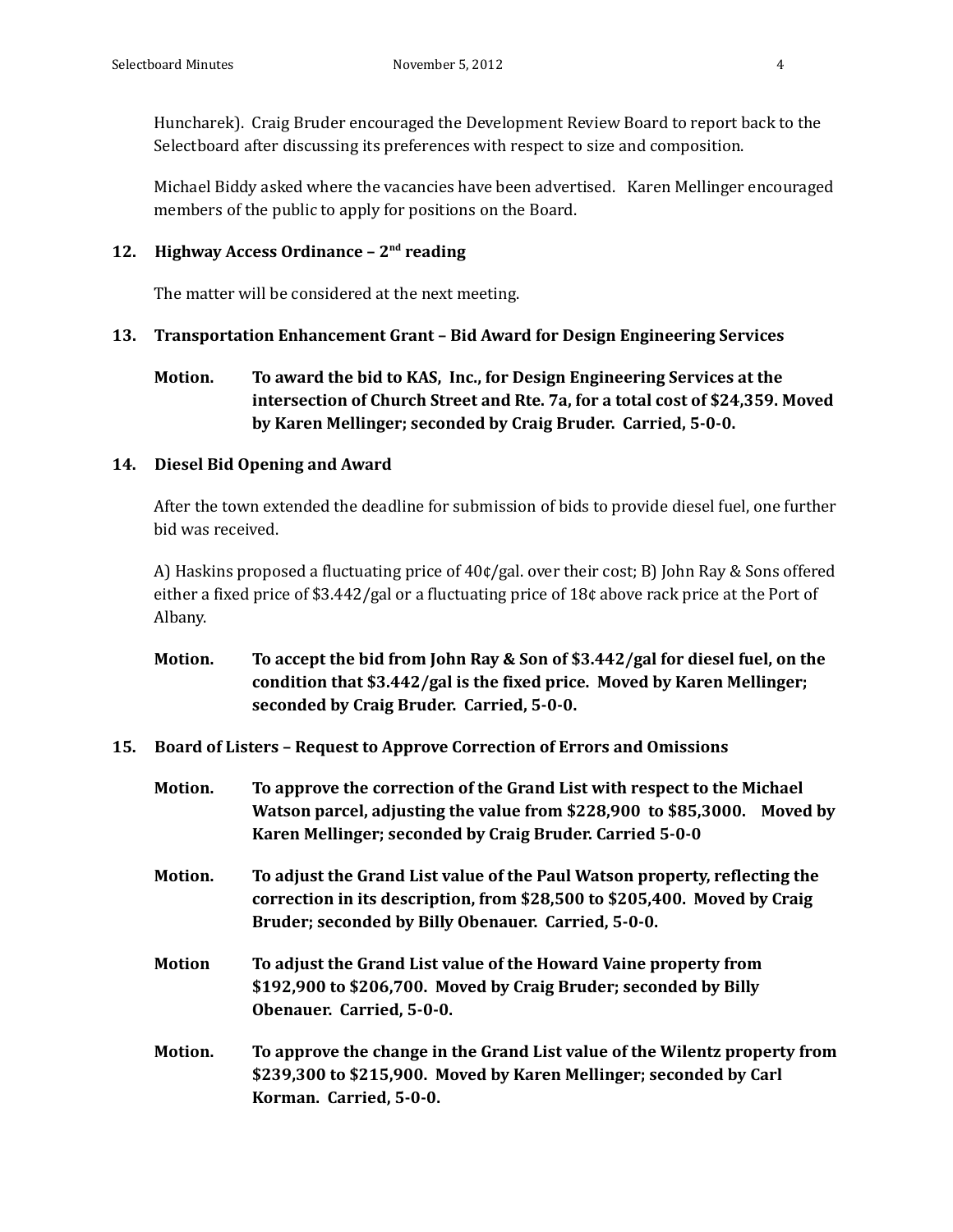Huncharek). Craig Bruder encouraged the Development Review Board to report back to the Selectboard after discussing its preferences with respect to size and composition.

Michael Biddy asked where the vacancies have been advertised. Karen Mellinger encouraged members of the public to apply for positions on the Board.

### 12. Highway Access Ordinance – 2nd reading

The matter will be considered at the next meeting.

### 13. Transportation Enhancement Grant – Bid Award for Design Engineering Services

**Motion. To award the bid to KAS, Inc., for Design Engineering Services at the intersection of Church Street and Rte. 7a, for a total cost of $24,359. Moved by Karen Mellinger; seconded by Craig Bruder. Carried, 5-0-0.**

### 14. Diesel Bid Opening and Award

After the town extended the deadline for submission of bids to provide diesel fuel, one further bid was received.

A) Haskins proposed a fluctuating price of 40¢/gal. over their cost; B) John Ray & Sons offered either a fixed price of $3.442/gal or a fluctuating price of 18¢ above rack price at the Port of Albany.

**Motion. To accept the bid from John Ray & Son of $3.442/gal for diesel fuel, on the condition that $3.442/gal is the fixed price. Moved by Karen Mellinger; seconded by Craig Bruder. Carried, 5-0-0.**

### 15. Board of Listers – Request to Approve Correction of Errors and Omissions

**Motion. To approve the correction of the Grand List with respect to the Michael Watson parcel, adjusting the value from $228,900 to $85,3000. Moved by Karen Mellinger; seconded by Craig Bruder. Carried 5-0-0**

**Motion. To adjust the Grand List value of the Paul Watson property, reflecting the correction in its description, from $28,500 to $205,400. Moved by Craig Bruder; seconded by Billy Obenauer. Carried, 5-0-0.**

**Motion To adjust the Grand List value of the Howard Vaine property from $192,900 to $206,700. Moved by Craig Bruder; seconded by Billy Obenauer. Carried, 5-0-0.**

**Motion. To approve the change in the Grand List value of the Wilentz property from $239,300 to $215,900. Moved by Karen Mellinger; seconded by Carl Korman. Carried, 5-0-0.**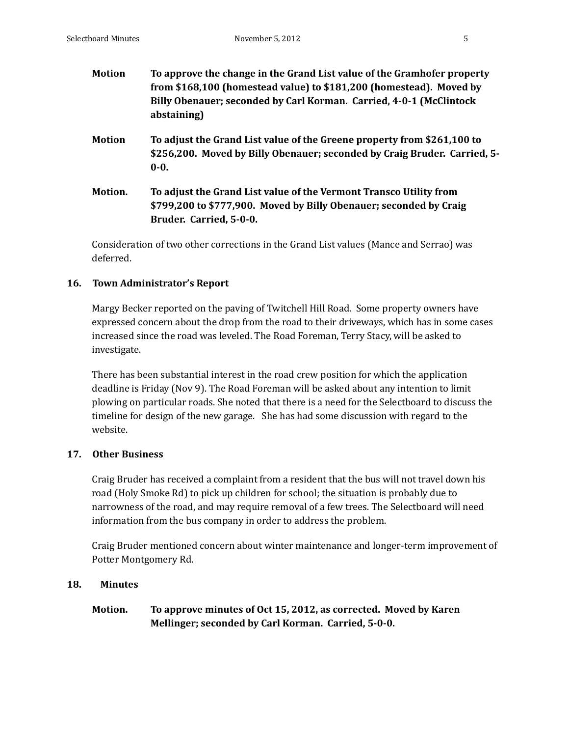**Motion** **To approve the change in the Grand List value of the Gramhofer property from $168,100 (homestead value) to $181,200 (homestead). Moved by Billy Obenauer; seconded by Carl Korman. Carried, 4-0-1 (McClintock abstaining)**

**Motion** **To adjust the Grand List value of the Greene property from $261,100 to $256,200. Moved by Billy Obenauer; seconded by Craig Bruder. Carried, 5-0-0.**

**Motion.** **To adjust the Grand List value of the Vermont Transco Utility from $799,200 to $777,900. Moved by Billy Obenauer; seconded by Craig Bruder. Carried, 5-0-0.**

Consideration of two other corrections in the Grand List values (Mance and Serrao) was deferred.

### 16. Town Administrator's Report

Margy Becker reported on the paving of Twitchell Hill Road. Some property owners have expressed concern about the drop from the road to their driveways, which has in some cases increased since the road was leveled. The Road Foreman, Terry Stacy, will be asked to investigate.

There has been substantial interest in the road crew position for which the application deadline is Friday (Nov 9). The Road Foreman will be asked about any intention to limit plowing on particular roads. She noted that there is a need for the Selectboard to discuss the timeline for design of the new garage. She has had some discussion with regard to the website.

### 17. Other Business

Craig Bruder has received a complaint from a resident that the bus will not travel down his road (Holy Smoke Rd) to pick up children for school; the situation is probably due to narrowness of the road, and may require removal of a few trees. The Selectboard will need information from the bus company in order to address the problem.

Craig Bruder mentioned concern about winter maintenance and longer-term improvement of Potter Montgomery Rd.

### 18. Minutes

**Motion.** **To approve minutes of Oct 15, 2012, as corrected. Moved by Karen Mellinger; seconded by Carl Korman. Carried, 5-0-0.**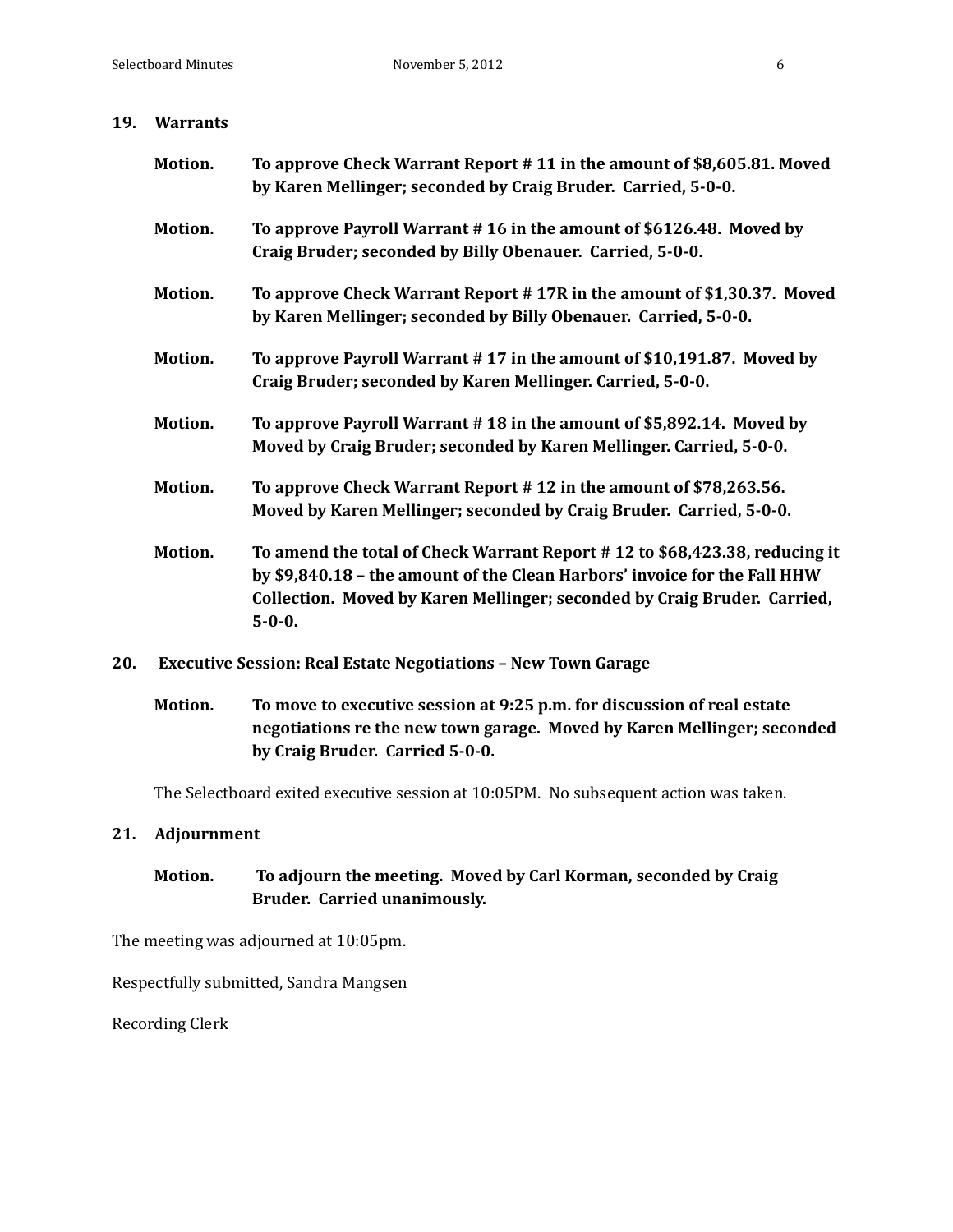## 19. Warrants

**Motion.** **To approve Check Warrant Report # 11 in the amount of $8,605.81. Moved by Karen Mellinger; seconded by Craig Bruder. Carried, 5-0-0.**

**Motion.** **To approve Payroll Warrant # 16 in the amount of $6126.48. Moved by Craig Bruder; seconded by Billy Obenauer. Carried, 5-0-0.**

**Motion.** **To approve Check Warrant Report # 17R in the amount of $1,30.37. Moved by Karen Mellinger; seconded by Billy Obenauer. Carried, 5-0-0.**

**Motion.** **To approve Payroll Warrant # 17 in the amount of $10,191.87. Moved by Craig Bruder; seconded by Karen Mellinger. Carried, 5-0-0.**

**Motion.** **To approve Payroll Warrant # 18 in the amount of $5,892.14. Moved by Moved by Craig Bruder; seconded by Karen Mellinger. Carried, 5-0-0.**

**Motion.** **To approve Check Warrant Report # 12 in the amount of $78,263.56. Moved by Karen Mellinger; seconded by Craig Bruder. Carried, 5-0-0.**

**Motion.** **To amend the total of Check Warrant Report # 12 to $68,423.38, reducing it by $9,840.18 – the amount of the Clean Harbors' invoice for the Fall HHW Collection. Moved by Karen Mellinger; seconded by Craig Bruder. Carried, 5-0-0.**

## 20. Executive Session: Real Estate Negotiations – New Town Garage

**Motion.** **To move to executive session at 9:25 p.m. for discussion of real estate negotiations re the new town garage. Moved by Karen Mellinger; seconded by Craig Bruder. Carried 5-0-0.**

The Selectboard exited executive session at 10:05PM. No subsequent action was taken.

## 21. Adjournment

**Motion.** **To adjourn the meeting. Moved by Carl Korman, seconded by Craig Bruder. Carried unanimously.**

The meeting was adjourned at 10:05pm.

Respectfully submitted, Sandra Mangsen

Recording Clerk